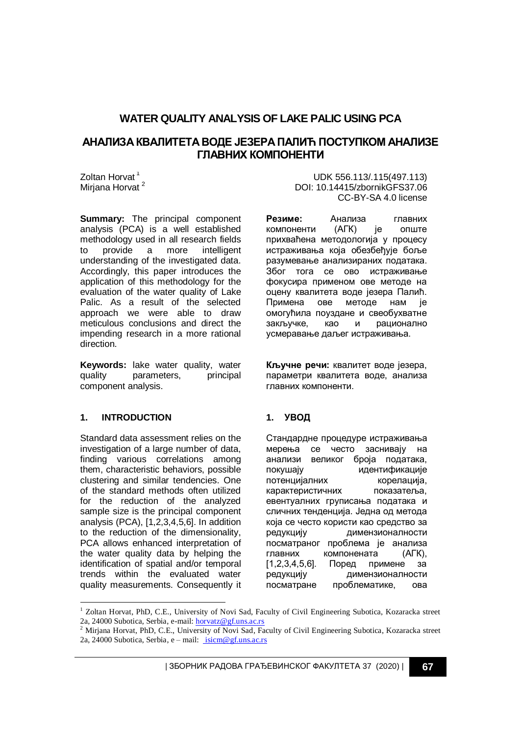# WATER QUALITY ANALYSIS OF LAKE PALIC USING PCA

# АНАЛИЗА КВАЛИТЕТА ВОДЕ ЈЕЗЕРА ПАЛИЋ ПОСТУПКОМ АНАЛИЗЕ ГЛАВНИХ КОМПОНЕНТИ

Zoltan Horvat [1]
Mirjana Horvat [2]

UDK 556.113/.115(497.113)
DOI: 10.14415/zbornikGFS37.06
CC-BY-SA 4.0 license

**Summary:** The principal component analysis (PCA) is a well established methodology used in all research fields to provide a more intelligent understanding of the investigated data. Accordingly, this paper introduces the application of this methodology for the evaluation of the water quality of Lake Palic. As a result of the selected approach we were able to draw meticulous conclusions and direct the impending research in a more rational direction.

**Keywords:** lake water quality, water quality parameters, principal component analysis.

## 1. INTRODUCTION

Standard data assessment relies on the investigation of a large number of data, finding various correlations among them, characteristic behaviors, possible clustering and similar tendencies. One of the standard methods often utilized for the reduction of the analyzed sample size is the principal component analysis (PCA), [1,2,3,4,5,6]. In addition to the reduction of the dimensionality, PCA allows enhanced interpretation of the water quality data by helping the identification of spatial and/or temporal trends within the evaluated water quality measurements. Consequently it

**Резиме:** Анализа главних компоненти (АГК) је опште прихваћена методологија у процесу истраживања која обезбеђује боље разумевање анализираних података. Због тога се ово истраживање фокусира применом ове методе на оцену квалитета воде језера Палић. Примена ове методе нам је омогућила поуздане и свеобухватне закључке, као и рационално усмеравање даљег истраживања.

**Кључне речи:** квалитет воде језера, параметри квалитета воде, анализа главних компоненти.

## 1. УВОД

Стандардне процедуре истраживања мерења се често заснивају на анализи великог броја података, покушају идентификације потенцијалних корелација, карактеристичних показатеља, евентуалних груписања података и сличних тенденција. Једна од метода која се често користи као средство за редукцију димензионалности посматраног проблема је анализа главних компонената (АГК), [1,2,3,4,5,6]. Поред примене за редукцију димензионалности посматране проблематике, ова

---

[1] Zoltan Horvat, PhD, C.E., University of Novi Sad, Faculty of Civil Engineering Subotica, Kozaracka street 2a, 24000 Subotica, Serbia, e-mail: horvatz@gf.uns.ac.rs

[2] Mirjana Horvat, PhD, C.E., University of Novi Sad, Faculty of Civil Engineering Subotica, Kozaracka street 2a, 24000 Subotica, Serbia, e – mail: isicm@gf.uns.ac.rs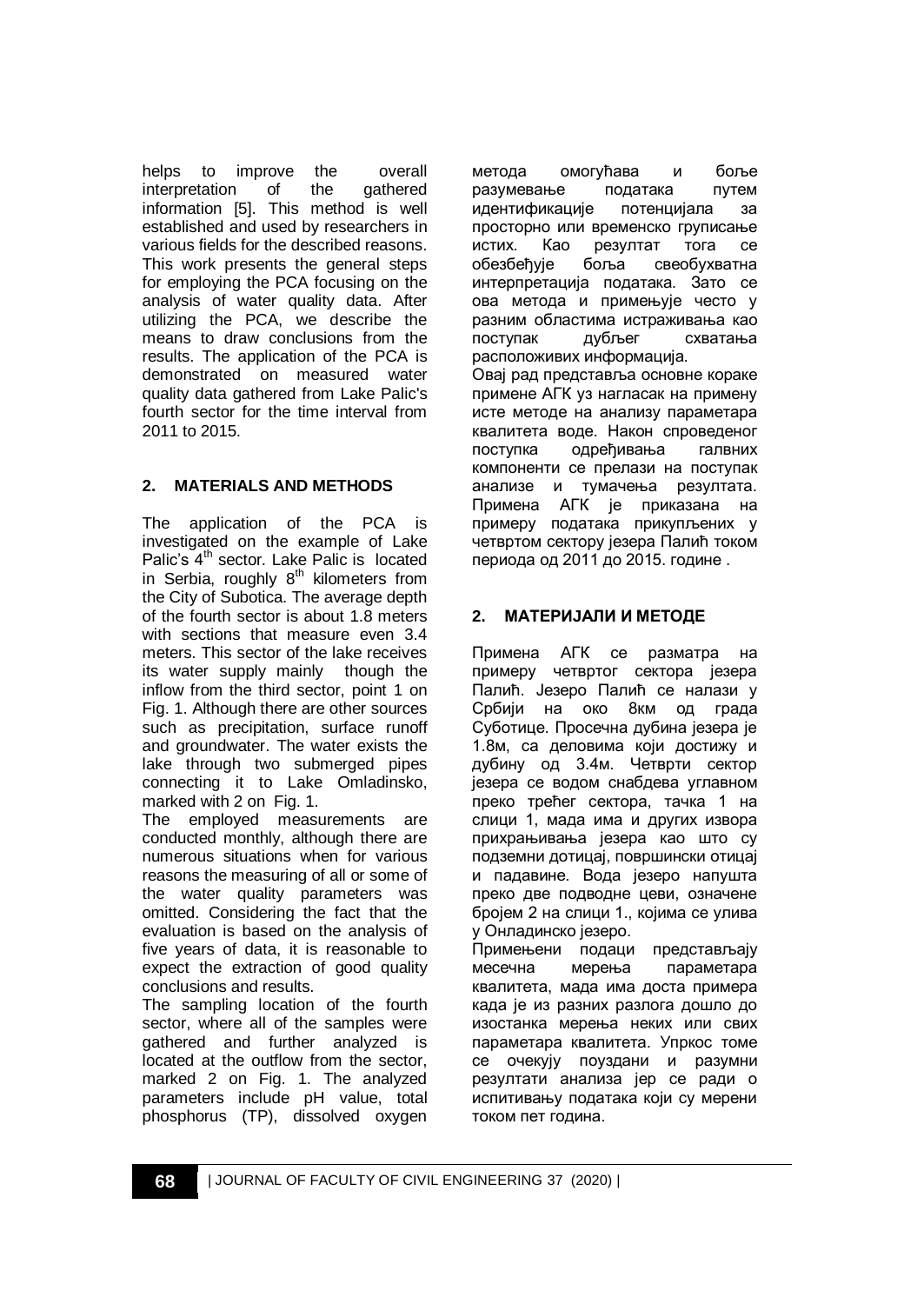helps to improve the overall interpretation of the gathered information [5]. This method is well established and used by researchers in various fields for the described reasons. This work presents the general steps for employing the PCA focusing on the analysis of water quality data. After utilizing the PCA, we describe the means to draw conclusions from the results. The application of the PCA is demonstrated on measured water quality data gathered from Lake Palic's fourth sector for the time interval from 2011 to 2015.

## 2. MATERIALS AND METHODS

The application of the PCA is investigated on the example of Lake Palic's 4th sector. Lake Palic is located in Serbia, roughly 8th kilometers from the City of Subotica. The average depth of the fourth sector is about 1.8 meters with sections that measure even 3.4 meters. This sector of the lake receives its water supply mainly though the inflow from the third sector, point 1 on Fig. 1. Although there are other sources such as precipitation, surface runoff and groundwater. The water exists the lake through two submerged pipes connecting it to Lake Omladinsko, marked with 2 on Fig. 1.

The employed measurements are conducted monthly, although there are numerous situations when for various reasons the measuring of all or some of the water quality parameters was omitted. Considering the fact that the evaluation is based on the analysis of five years of data, it is reasonable to expect the extraction of good quality conclusions and results.

The sampling location of the fourth sector, where all of the samples were gathered and further analyzed is located at the outflow from the sector, marked 2 on Fig. 1. The analyzed parameters include pH value, total phosphorus (TP), dissolved oxygen

метода омогућава и боље разумевање података путем идентификације потенцијала за просторно или временско груписање истих. Као резултат тога се обезбеђује боља свеобухватна интерпретација података. Зато се ова метода и примењује често у разним областима истраживања као поступак дубљег схватања расположивих информација.

Овај рад представља основне кораке примене АГК уз нагласак на примену исте методе на анализу параметара квалитета воде. Након спроведеног поступка одређивања галвних компоненти се прелази на поступак анализе и тумачења резултата. Примена АГК је приказана на примеру података прикупљених у четвртом сектору језера Палић током периода од 2011 до 2015. године .

## 2. МАТЕРИЈАЛИ И МЕТОДЕ

Примена АГК се разматра на примеру четвртог сектора језера Палић. Језеро Палић се налази у Србији на око 8км од града Суботице. Просечна дубина језера је 1.8м, са деловима који достижу и дубину од 3.4м. Четврти сектор језера се водом снабдева углавном преко трећег сектора, тачка 1 на слици 1, мада има и других извора прихрањивања језера као што су подземни дотицај, површински отицај и падавине. Вода језеро напушта преко две подводне цеви, означене бројем 2 на слици 1., којима се улива у Онладинско језеро.

Примењени подаци представљају месечна мерења параметара квалитета, мада има доста примера када је из разних разлога дошло до изостанка мерења неких или свих параметара квалитета. Упркос томе се очекују поуздани и разумни резултати анализа јер се ради о испитивању података који су мерени током пет година.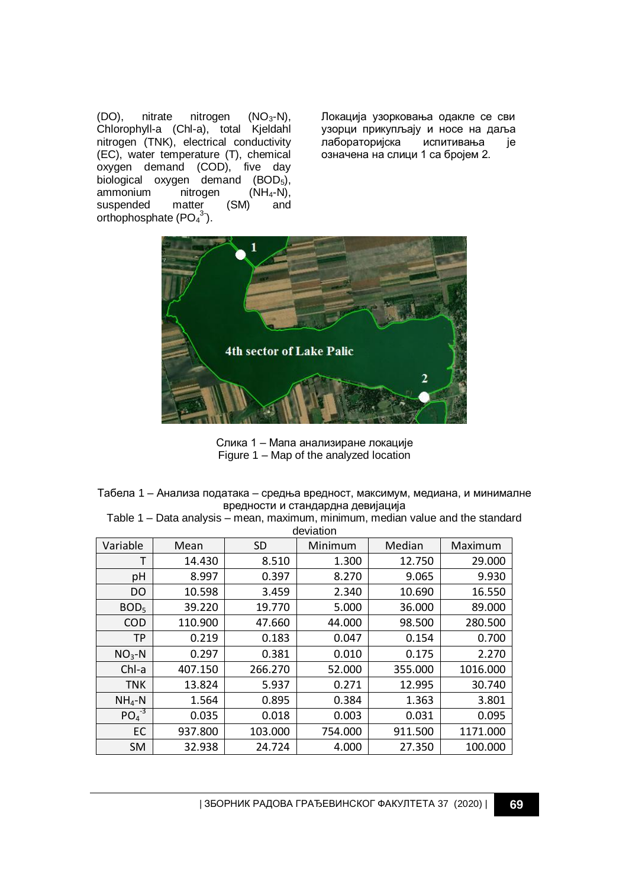(DO), nitrate nitrogen ($NO_3$-N), Chlorophyll-a (Chl-a), total Kjeldahl nitrogen (TNK), electrical conductivity (EC), water temperature (T), chemical oxygen demand (COD), five day biological oxygen demand ($BOD_5$), ammonium nitrogen ($NH_4$-N), suspended matter (SM) and orthophosphate ($PO_4^{3-}$).

Локација узорковања одакле се сви узорци прикупљају и носе на даља лабораторијска испитивања је означена на слици 1 са бројем 2.

Слика 1 – Мапа анализиране локације
Figure 1 – Map of the analyzed location

Табела 1 – Анализа података – средња вредност, максимум, медиана, и минималне вредности и стандардна девијација
Table 1 – Data analysis – mean, maximum, minimum, median value and the standard deviation

| Variable | Mean | SD | Minimum | Median | Maximum |
|---|---|---|---|---|---|
| T | 14.430 | 8.510 | 1.300 | 12.750 | 29.000 |
| pH | 8.997 | 0.397 | 8.270 | 9.065 | 9.930 |
| DO | 10.598 | 3.459 | 2.340 | 10.690 | 16.550 |
| $BOD_5$ | 39.220 | 19.770 | 5.000 | 36.000 | 89.000 |
| COD | 110.900 | 47.660 | 44.000 | 98.500 | 280.500 |
| TP | 0.219 | 0.183 | 0.047 | 0.154 | 0.700 |
| $NO_3$-N | 0.297 | 0.381 | 0.010 | 0.175 | 2.270 |
| Chl-a | 407.150 | 266.270 | 52.000 | 355.000 | 1016.000 |
| TNK | 13.824 | 5.937 | 0.271 | 12.995 | 30.740 |
| $NH_4$-N | 1.564 | 0.895 | 0.384 | 1.363 | 3.801 |
| $PO_4^{-3}$ | 0.035 | 0.018 | 0.003 | 0.031 | 0.095 |
| EC | 937.800 | 103.000 | 754.000 | 911.500 | 1171.000 |
| SM | 32.938 | 24.724 | 4.000 | 27.350 | 100.000 |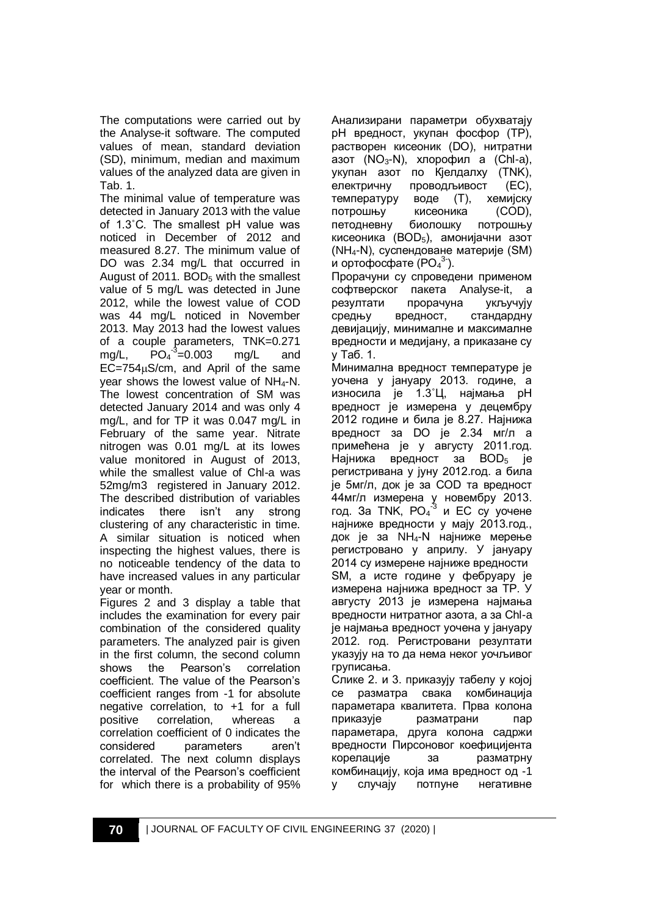The computations were carried out by the Analyse-it software. The computed values of mean, standard deviation (SD), minimum, median and maximum values of the analyzed data are given in Tab. 1.

The minimal value of temperature was detected in January 2013 with the value of 1.3˚C. The smallest pH value was noticed in December of 2012 and measured 8.27. The minimum value of DO was 2.34 mg/L that occurred in August of 2011. $BOD_5$ with the smallest value of 5 mg/L was detected in June 2012, while the lowest value of COD was 44 mg/L noticed in November 2013. May 2013 had the lowest values of a couple parameters, TNK=0.271 mg/L, $PO_4^{-3}$=0.003 mg/L and EC=754μS/cm, and April of the same year shows the lowest value of $NH_4$-N. The lowest concentration of SM was detected January 2014 and was only 4 mg/L, and for TP it was 0.047 mg/L in February of the same year. Nitrate nitrogen was 0.01 mg/L at its lowes value monitored in August of 2013, while the smallest value of Chl-a was 52mg/m3 registered in January 2012. The described distribution of variables indicates there isn't any strong clustering of any characteristic in time. A similar situation is noticed when inspecting the highest values, there is no noticeable tendency of the data to have increased values in any particular year or month.

Figures 2 and 3 display a table that includes the examination for every pair combination of the considered quality parameters. The analyzed pair is given in the first column, the second column shows the Pearson's correlation coefficient. The value of the Pearson's coefficient ranges from -1 for absolute negative correlation, to +1 for a full positive correlation, whereas a correlation coefficient of 0 indicates the considered parameters aren't correlated. The next column displays the interval of the Pearson's coefficient for which there is a probability of 95%

Анализирани параметри обухватају pH вредност, укупан фосфор (TP), растворен кисеоник (DO), нитратни азот ($NO_3$-N), хлорофил а (Chl-a), укупан азот по Кјелдалху (TNK), електричну проводљивост (EC), температуру воде (T), хемијску потрошњу кисеоника (COD), петодневну биолошку потрошњу кисеоника ($BOD_5$), амонијачни азот ($NH_4$-N), суспендоване материје (SM) и ортофосфате ($PO_4^{3-}$).

Прорачуни су спроведени применом софтверског пакета Analyse-it, а резултати прорачуна укључују средњу вредност, стандардну девијацију, минималне и максималне вредности и медијану, а приказане су у Таб. 1.

Минимална вредност температуре је уочена у јануару 2013. године, а износила је 1.3˚Ц, најмања pH вредност је измерена у децембру 2012 године и била је 8.27. Најнижа вредност за DO је 2.34 мг/л а примећена је у августу 2011.год. Најнижа вредност за $BOD_5$ је регистривана у јуну 2012.год. а била је 5мг/л, док је за COD та вредност 44мг/л измерена у новембру 2013. год. За TNK, $PO_4^{-3}$ и EC су уочене најниже вредности у мају 2013.год., док је за $NH_4$-N најниже мерење регистровано у априлу. У јануару 2014 су измерене најниже вредности SM, а исте године у фебруару је измерена најнижа вредност за TP. У августу 2013 је измерена најмања вредности нитратног азота, а за Chl-a је најмања вредност уочена у јануару 2012. год. Регистровани резултати указују на то да нема неког уочљивог груписања.

Слике 2. и 3. приказују табелу у којој се разматра свака комбинација параметара квалитета. Прва колона приказује разматрани пар параметара, друга колона садржи вредности Пирсоновог коефицијента корелације за разматрну комбинацију, која има вредност од -1 у случају потпуне негативне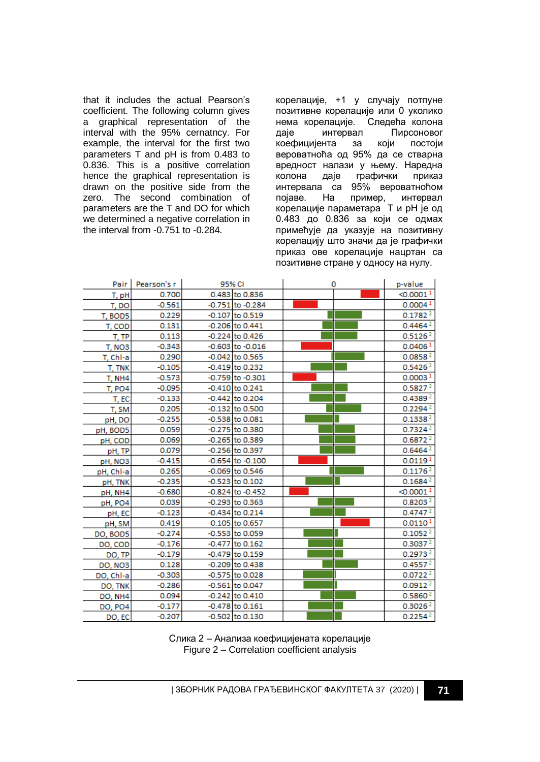that it includes the actual Pearson's coefficient. The following column gives a graphical representation of the interval with the 95% cernatncy. For example, the interval for the first two parameters T and pH is from 0.483 to 0.836. This is a positive correlation hence the graphical representation is drawn on the positive side from the zero. The second combination of parameters are the T and DO for which we determined a negative correlation in the interval from -0.751 to -0.284.

корелације, +1 у случају потпуне позитивне корелације или 0 уколико нема корелације. Следећа колона даје интервал Пирсоновог коефицијента за који постоји вероватноћа од 95% да се стварна вредност налази у њему. Наредна колона даје графички приказ интервала са 95% вероватноћом појаве. На пример, интервал корелације параметара T и pH је од 0.483 до 0.836 за који се одмах примећује да указује на позитивну корелацију што значи да је графички приказ ове корелације нацртан са позитивне стране у односу на нулу.

| Pair | Pearson's r | 95% CI | 0 | p-value |
|---|---|---|---|---|
| T, pH | 0.700 | 0.483 to 0.836 | | <0.0001 [1] |
| T, DO | -0.561 | -0.751 to -0.284 | | 0.0004 [1] |
| T, BOD5 | 0.229 | -0.107 to 0.519 | | 0.1782 [2] |
| T, COD | 0.131 | -0.206 to 0.441 | | 0.4464 [2] |
| T, TP | 0.113 | -0.224 to 0.426 | | 0.5126 [2] |
| T, NO3 | -0.343 | -0.603 to -0.016 | | 0.0406 [1] |
| T, Chl-a | 0.290 | -0.042 to 0.565 | | 0.0858 [2] |
| T, TNK | -0.105 | -0.419 to 0.232 | | 0.5426 [2] |
| T, NH4 | -0.573 | -0.759 to -0.301 | | 0.0003 [1] |
| T, PO4 | -0.095 | -0.410 to 0.241 | | 0.5827 [2] |
| T, EC | -0.133 | -0.442 to 0.204 | | 0.4389 [2] |
| T, SM | 0.205 | -0.132 to 0.500 | | 0.2294 [2] |
| pH, DO | -0.255 | -0.538 to 0.081 | | 0.1338 [2] |
| pH, BOD5 | 0.059 | -0.275 to 0.380 | | 0.7324 [2] |
| pH, COD | 0.069 | -0.265 to 0.389 | | 0.6872 [2] |
| pH, TP | 0.079 | -0.256 to 0.397 | | 0.6464 [2] |
| pH, NO3 | -0.415 | -0.654 to -0.100 | | 0.0119 [1] |
| pH, Chl-a | 0.265 | -0.069 to 0.546 | | 0.1176 [2] |
| pH, TNK | -0.235 | -0.523 to 0.102 | | 0.1684 [2] |
| pH, NH4 | -0.680 | -0.824 to -0.452 | | <0.0001 [1] |
| pH, PO4 | 0.039 | -0.293 to 0.363 | | 0.8203 [2] |
| pH, EC | -0.123 | -0.434 to 0.214 | | 0.4747 [2] |
| pH, SM | 0.419 | 0.105 to 0.657 | | 0.0110 [1] |
| DO, BOD5 | -0.274 | -0.553 to 0.059 | | 0.1052 [2] |
| DO, COD | -0.176 | -0.477 to 0.162 | | 0.3037 [2] |
| DO, TP | -0.179 | -0.479 to 0.159 | | 0.2973 [2] |
| DO, NO3 | 0.128 | -0.209 to 0.438 | | 0.4557 [2] |
| DO, Chl-a | -0.303 | -0.575 to 0.028 | | 0.0722 [2] |
| DO, TNK | -0.286 | -0.561 to 0.047 | | 0.0912 [2] |
| DO, NH4 | 0.094 | -0.242 to 0.410 | | 0.5860 [2] |
| DO, PO4 | -0.177 | -0.478 to 0.161 | | 0.3026 [2] |
| DO, EC | -0.207 | -0.502 to 0.130 | | 0.2254 [2] |

Слика 2 – Анализа коефицијената корелације
Figure 2 – Correlation coefficient analysis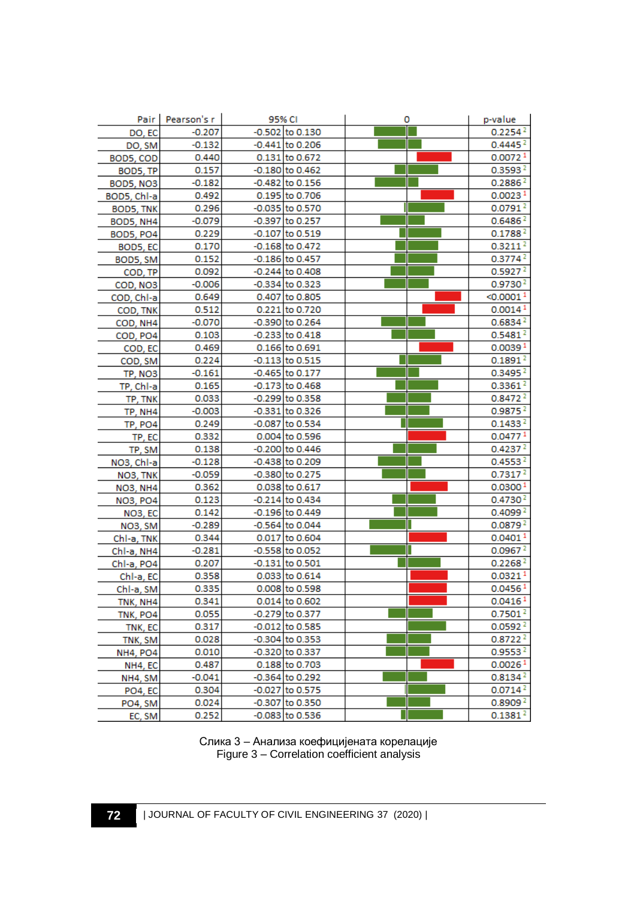| Pair | Pearson's r | 95% CI | | 0 | p-value |
|---|---|---|---|---|---|
| DO, EC | -0.207 | -0.502 | to 0.130 | | 0.2254 [2] |
| DO, SM | -0.132 | -0.441 | to 0.206 | | 0.4445 [2] |
| BOD5, COD | 0.440 | 0.131 | to 0.672 | | 0.0072 [1] |
| BOD5, TP | 0.157 | -0.180 | to 0.462 | | 0.3593 [2] |
| BOD5, NO3 | -0.182 | -0.482 | to 0.156 | | 0.2886 [2] |
| BOD5, Chl-a | 0.492 | 0.195 | to 0.706 | | 0.0023 [1] |
| BOD5, TNK | 0.296 | -0.035 | to 0.570 | | 0.0791 [2] |
| BOD5, NH4 | -0.079 | -0.397 | to 0.257 | | 0.6486 [2] |
| BOD5, PO4 | 0.229 | -0.107 | to 0.519 | | 0.1788 [2] |
| BOD5, EC | 0.170 | -0.168 | to 0.472 | | 0.3211 [2] |
| BOD5, SM | 0.152 | -0.186 | to 0.457 | | 0.3774 [2] |
| COD, TP | 0.092 | -0.244 | to 0.408 | | 0.5927 [2] |
| COD, NO3 | -0.006 | -0.334 | to 0.323 | | 0.9730 [2] |
| COD, Chl-a | 0.649 | 0.407 | to 0.805 | | <0.0001 [1] |
| COD, TNK | 0.512 | 0.221 | to 0.720 | | 0.0014 [1] |
| COD, NH4 | -0.070 | -0.390 | to 0.264 | | 0.6834 [2] |
| COD, PO4 | 0.103 | -0.233 | to 0.418 | | 0.5481 [2] |
| COD, EC | 0.469 | 0.166 | to 0.691 | | 0.0039 [1] |
| COD, SM | 0.224 | -0.113 | to 0.515 | | 0.1891 [2] |
| TP, NO3 | -0.161 | -0.465 | to 0.177 | | 0.3495 [2] |
| TP, Chl-a | 0.165 | -0.173 | to 0.468 | | 0.3361 [2] |
| TP, TNK | 0.033 | -0.299 | to 0.358 | | 0.8472 [2] |
| TP, NH4 | -0.003 | -0.331 | to 0.326 | | 0.9875 [2] |
| TP, PO4 | 0.249 | -0.087 | to 0.534 | | 0.1433 [2] |
| TP, EC | 0.332 | 0.004 | to 0.596 | | 0.0477 [1] |
| TP, SM | 0.138 | -0.200 | to 0.446 | | 0.4237 [2] |
| NO3, Chl-a | -0.128 | -0.438 | to 0.209 | | 0.4553 [2] |
| NO3, TNK | -0.059 | -0.380 | to 0.275 | | 0.7317 [2] |
| NO3, NH4 | 0.362 | 0.038 | to 0.617 | | 0.0300 [1] |
| NO3, PO4 | 0.123 | -0.214 | to 0.434 | | 0.4730 [2] |
| NO3, EC | 0.142 | -0.196 | to 0.449 | | 0.4099 [2] |
| NO3, SM | -0.289 | -0.564 | to 0.044 | | 0.0879 [2] |
| Chl-a, TNK | 0.344 | 0.017 | to 0.604 | | 0.0401 [1] |
| Chl-a, NH4 | -0.281 | -0.558 | to 0.052 | | 0.0967 [2] |
| Chl-a, PO4 | 0.207 | -0.131 | to 0.501 | | 0.2268 [2] |
| Chl-a, EC | 0.358 | 0.033 | to 0.614 | | 0.0321 [1] |
| Chl-a, SM | 0.335 | 0.008 | to 0.598 | | 0.0456 [1] |
| TNK, NH4 | 0.341 | 0.014 | to 0.602 | | 0.0416 [1] |
| TNK, PO4 | 0.055 | -0.279 | to 0.377 | | 0.7501 [2] |
| TNK, EC | 0.317 | -0.012 | to 0.585 | | 0.0592 [2] |
| TNK, SM | 0.028 | -0.304 | to 0.353 | | 0.8722 [2] |
| NH4, PO4 | 0.010 | -0.320 | to 0.337 | | 0.9553 [2] |
| NH4, EC | 0.487 | 0.188 | to 0.703 | | 0.0026 [1] |
| NH4, SM | -0.041 | -0.364 | to 0.292 | | 0.8134 [2] |
| PO4, EC | 0.304 | -0.027 | to 0.575 | | 0.0714 [2] |
| PO4, SM | 0.024 | -0.307 | to 0.350 | | 0.8909 [2] |
| EC, SM | 0.252 | -0.083 | to 0.536 | | 0.1381 [2] |

Слика 3 – Анализа коефицијената корелације
Figure 3 – Correlation coefficient analysis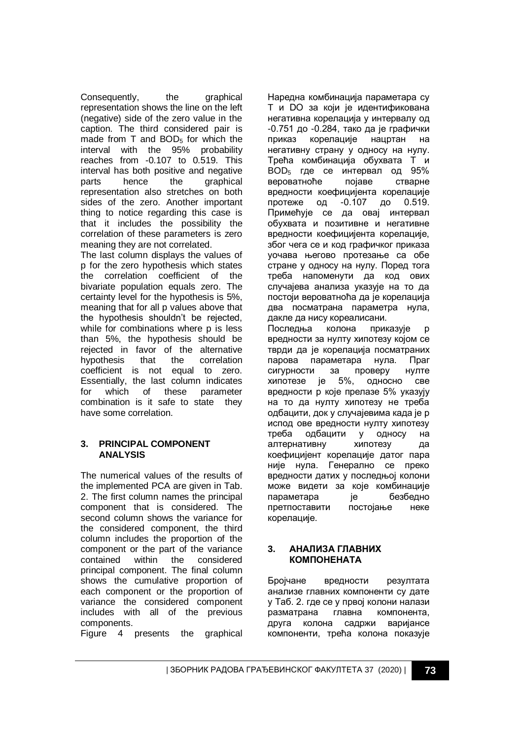Consequently, the graphical representation shows the line on the left (negative) side of the zero value in the caption. The third considered pair is made from T and $BOD_5$ for which the interval with the 95% probability reaches from -0.107 to 0.519. This interval has both positive and negative parts hence the graphical representation also stretches on both sides of the zero. Another important thing to notice regarding this case is that it includes the possibility the correlation of these parameters is zero meaning they are not correlated.

The last column displays the values of p for the zero hypothesis which states the correlation coefficient of the bivariate population equals zero. The certainty level for the hypothesis is 5%, meaning that for all p values above that the hypothesis shouldn't be rejected, while for combinations where p is less than 5%, the hypothesis should be rejected in favor of the alternative hypothesis that the correlation coefficient is not equal to zero. Essentially, the last column indicates for which of these parameter combination is it safe to state they have some correlation.

## 3. PRINCIPAL COMPONENT ANALYSIS

The numerical values of the results of the implemented PCA are given in Tab. 2. The first column names the principal component that is considered. The second column shows the variance for the considered component, the third column includes the proportion of the component or the part of the variance contained within the considered principal component. The final column shows the cumulative proportion of each component or the proportion of variance the considered component includes with all of the previous components.

Figure 4 presents the graphical

Наредна комбинација параметара су T и DO за који је идентификована негативна корелација у интервалу од -0.751 до -0.284, тако да је графички приказ корелације нацртан на негативну страну у односу на нулу. Трећа комбинација обухвата T и $BOD_5$ где се интервал од 95% вероватноће појаве стварне вредности коефицијента корелације протеже од -0.107 до 0.519. Примећује се да овај интервал обухвата и позитивне и негативне вредности коефицијента корелације, због чега се и код графичког приказа уочава његово протезање са обе стране у односу на нулу. Поред тога треба напоменути да код ових случајева анализа указује на то да постоји вероватноћа да је корелација два посматрана параметра нула, дакле да нису кореалисани.

Последња колона приказује p вредности за нулту хипотезу којом се тврди да је корелација посматраних парова параметара нула. Праг сигурности за проверу нулте хипотезе је 5%, односно све вредности p које прелазе 5% указују на то да нулту хипотезу не треба одбацити, док у случајевима када је p испод ове вредности нулту хипотезу треба одбацити у односу на алтернативну хипотезу да коефицијент корелације датог пара није нула. Генерално се преко вредности датих у последњој колони може видети за које комбинације параметара је безбедно претпоставити постојање неке корелације.

## 3. АНАЛИЗА ГЛАВНИХ КОМПОНЕНАТА

Бројчане вредности резултата анализе главних компоненти су дате у Таб. 2. где се у првој колони налази разматрана главна компонента, друга колона садржи варијансе компоненти, трећа колона показује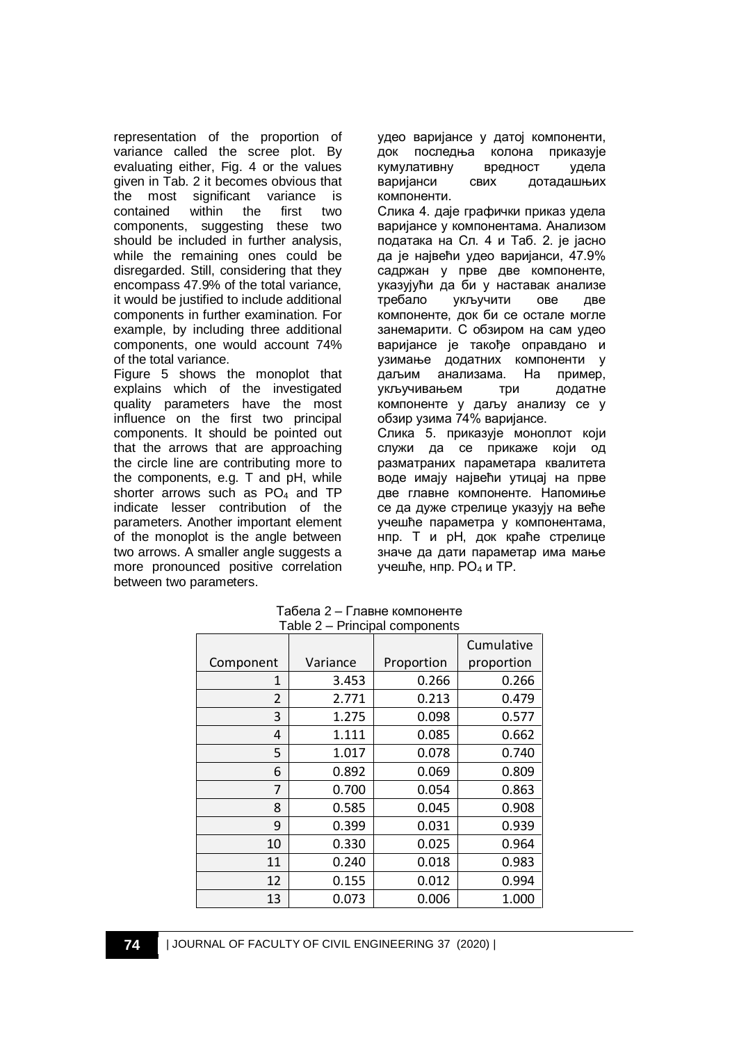representation of the proportion of variance called the scree plot. By evaluating either, Fig. 4 or the values given in Tab. 2 it becomes obvious that the most significant variance is contained within the first two components, suggesting these two should be included in further analysis, while the remaining ones could be disregarded. Still, considering that they encompass 47.9% of the total variance, it would be justified to include additional components in further examination. For example, by including three additional components, one would account 74% of the total variance.

Figure 5 shows the monoplot that explains which of the investigated quality parameters have the most influence on the first two principal components. It should be pointed out that the arrows that are approaching the circle line are contributing more to the components, e.g. T and pH, while shorter arrows such as $PO_4$ and TP indicate lesser contribution of the parameters. Another important element of the monoplot is the angle between two arrows. A smaller angle suggests a more pronounced positive correlation between two parameters.

удео варијансе у датој компоненти, док последња колона приказује кумулативну вредност удела варијанси свих дотадашњих компоненти.

Слика 4. даје графички приказ удела варијансе у компонентама. Анализом података на Сл. 4 и Таб. 2. је јасно да је највећи удео варијанси, 47.9% садржан у прве две компоненте, указујући да би у наставак анализе требало укључити ове две компоненте, док би се остале могле занемарити. С обзиром на сам удео варијансе је такође оправдано и узимање додатних компоненти у даљим анализама. На пример, укључивањем три додатне компоненте у даљу анализу се у обзир узима 74% варијансе.

Слика 5. приказује моноплот који служи да се прикаже који од разматраних параметара квалитета воде имају највећи утицај на прве две главне компоненте. Напомиње се да дуже стрелице указују на веће учешће параметра у компонентама, нпр. T и pH, док краће стрелице значе да дати параметар има мање учешће, нпр. $PO_4$ и TP.

Табела 2 – Главне компоненте
Table 2 – Principal components

| Component | Variance | Proportion | Cumulative proportion |
|---|---|---|---|
| 1 | 3.453 | 0.266 | 0.266 |
| 2 | 2.771 | 0.213 | 0.479 |
| 3 | 1.275 | 0.098 | 0.577 |
| 4 | 1.111 | 0.085 | 0.662 |
| 5 | 1.017 | 0.078 | 0.740 |
| 6 | 0.892 | 0.069 | 0.809 |
| 7 | 0.700 | 0.054 | 0.863 |
| 8 | 0.585 | 0.045 | 0.908 |
| 9 | 0.399 | 0.031 | 0.939 |
| 10 | 0.330 | 0.025 | 0.964 |
| 11 | 0.240 | 0.018 | 0.983 |
| 12 | 0.155 | 0.012 | 0.994 |
| 13 | 0.073 | 0.006 | 1.000 |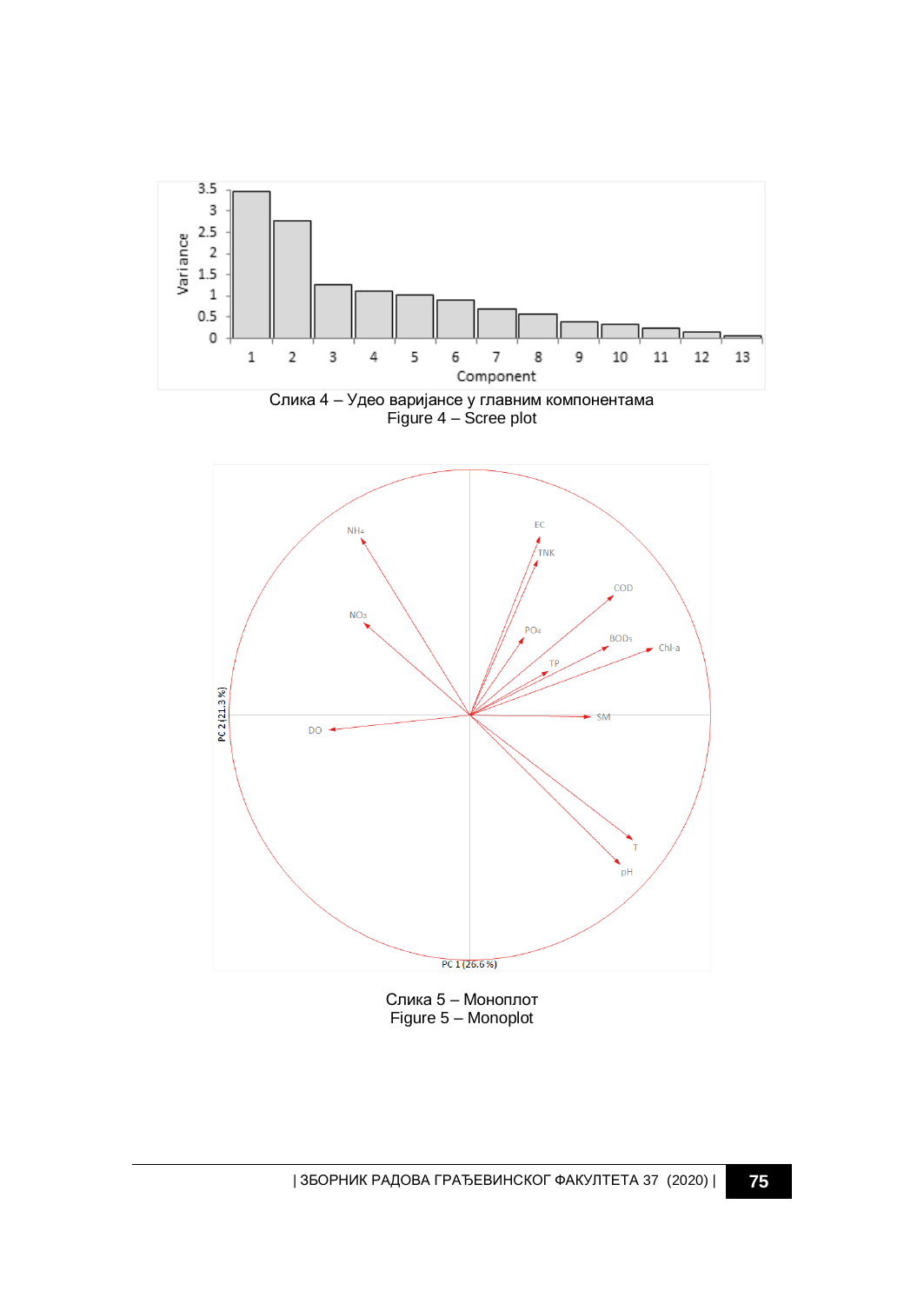Слика 4 – Удео варијансе у главним компонентама
Figure 4 – Scree plot

Слика 5 – Моноплот
Figure 5 – Monoplot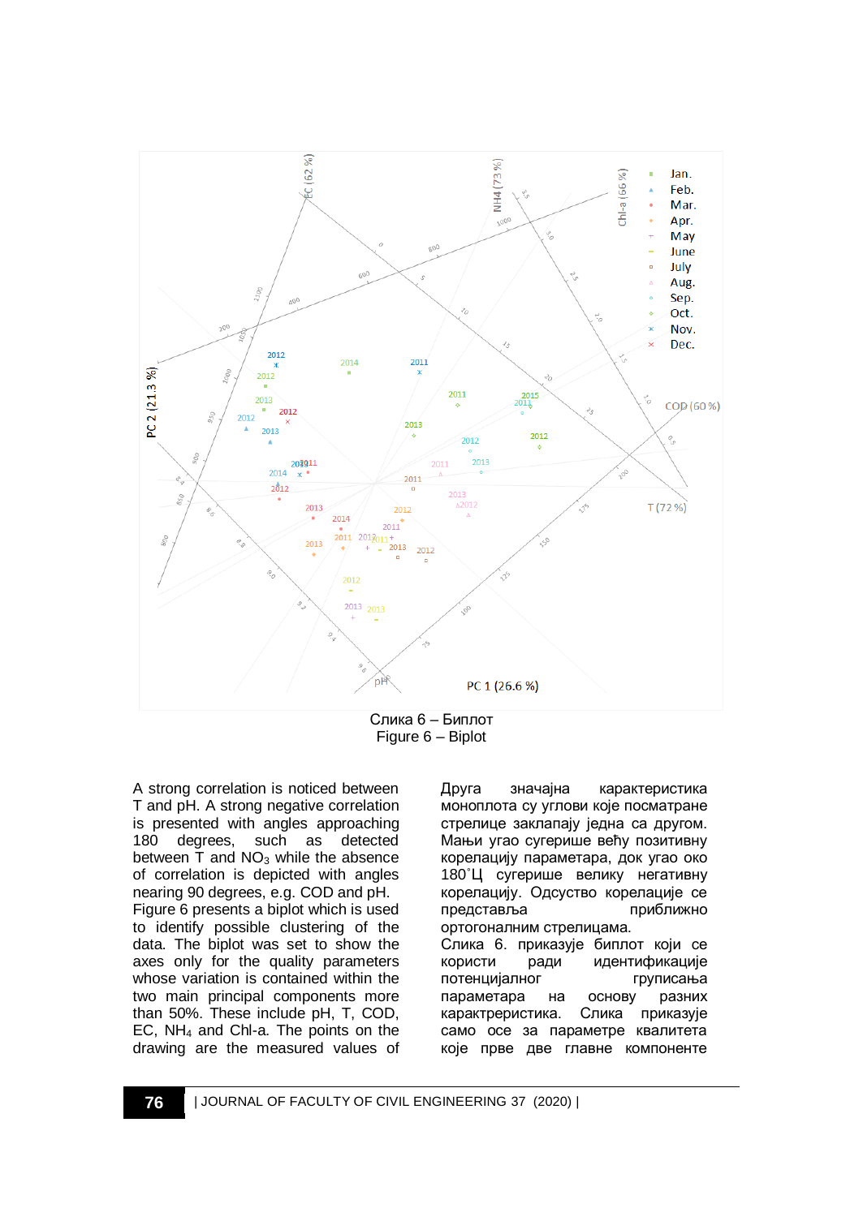Слика 6 – Биплот
Figure 6 – Biplot

A strong correlation is noticed between T and pH. A strong negative correlation is presented with angles approaching 180 degrees, such as detected between T and $NO_3$ while the absence of correlation is depicted with angles nearing 90 degrees, e.g. COD and pH. Figure 6 presents a biplot which is used to identify possible clustering of the data. The biplot was set to show the axes only for the quality parameters whose variation is contained within the two main principal components more than 50%. These include pH, T, COD, EC, $NH_4$ and Chl-a. The points on the drawing are the measured values of

Друга значајна карактеристика моноплота су углови које посматране стрелице заклапају једна са другом. Мањи угао сугерише већу позитивну корелацију параметара, док угао око 180˚Ц сугерише велику негативну корелацију. Одсуство корелације се представља приближно ортогоналним стрелицама.
Слика 6. приказује биплот који се користи ради идентификације потенцијалног груписања параметара на основу разних карактреристика. Слика приказује само осе за параметре квалитета које прве две главне компоненте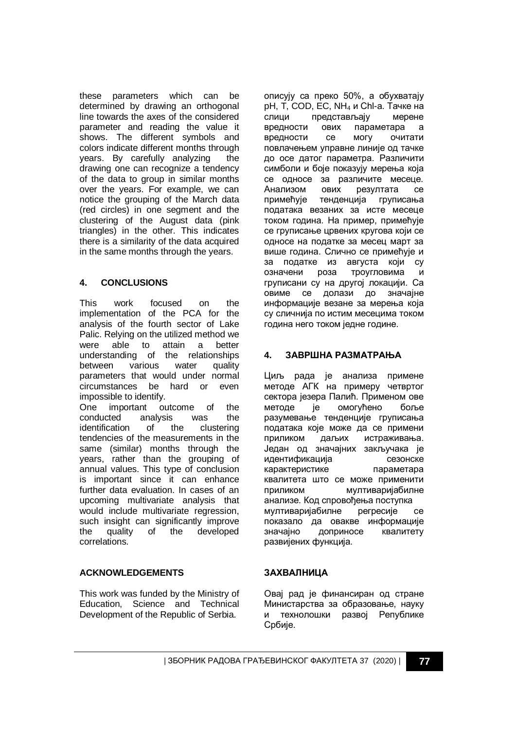these parameters which can be determined by drawing an orthogonal line towards the axes of the considered parameter and reading the value it shows. The different symbols and colors indicate different months through years. By carefully analyzing the drawing one can recognize a tendency of the data to group in similar months over the years. For example, we can notice the grouping of the March data (red circles) in one segment and the clustering of the August data (pink triangles) in the other. This indicates there is a similarity of the data acquired in the same months through the years.

## 4. CONCLUSIONS

This work focused on the implementation of the PCA for the analysis of the fourth sector of Lake Palic. Relying on the utilized method we were able to attain a better understanding of the relationships between various water quality parameters that would under normal circumstances be hard or even impossible to identify.

One important outcome of the conducted analysis was the identification of the clustering tendencies of the measurements in the same (similar) months through the years, rather than the grouping of annual values. This type of conclusion is important since it can enhance further data evaluation. In cases of an upcoming multivariate analysis that would include multivariate regression, such insight can significantly improve the quality of the developed correlations.

## ACKNOWLEDGEMENTS

This work was funded by the Ministry of Education, Science and Technical Development of the Republic of Serbia.

описују са преко 50%, а обухватају pH, T, COD, EC, $NH_4$ и Chl-a. Тачке на слици представљају мерене вредности ових параметара а вредности се могу очитати повлачењем управне линије од тачке до осе датог параметра. Различити симболи и боје показују мерења која се односе за различите месеце. Анализом ових резултата се примећује тенденција груписања података везаних за исте месеце током година. На пример, примећује се груписање црвених кругова који се односе на податке за месец март за више година. Слично се примећује и за податке из августа који су означени роза троугловима и груписани су на другој локацији. Са овиме се долази до значајне информације везане за мерења која су сличнија по истим месецима током година него током једне године.

## 4. ЗАВРШНА РАЗМАТРАЊА

Циљ рада је анализа примене методе АГК на примеру четвртог сектора језера Палић. Применом ове методе је омогућено боље разумевање тенденције груписања података које може да се примени приликом даљих истраживања. Један од значајних закључака је идентификација сезонске карактеристике параметара квалитета што се може применити приликом мултиваријабилне анализе. Код спровођења поступка мултиваријабилне регресије се показало да овакве информације значајно доприносе квалитету развијених функција.

## ЗАХВАЛНИЦА

Овај рад је финансиран од стране Министарства за образовање, науку и технолошки развој Републике Србије.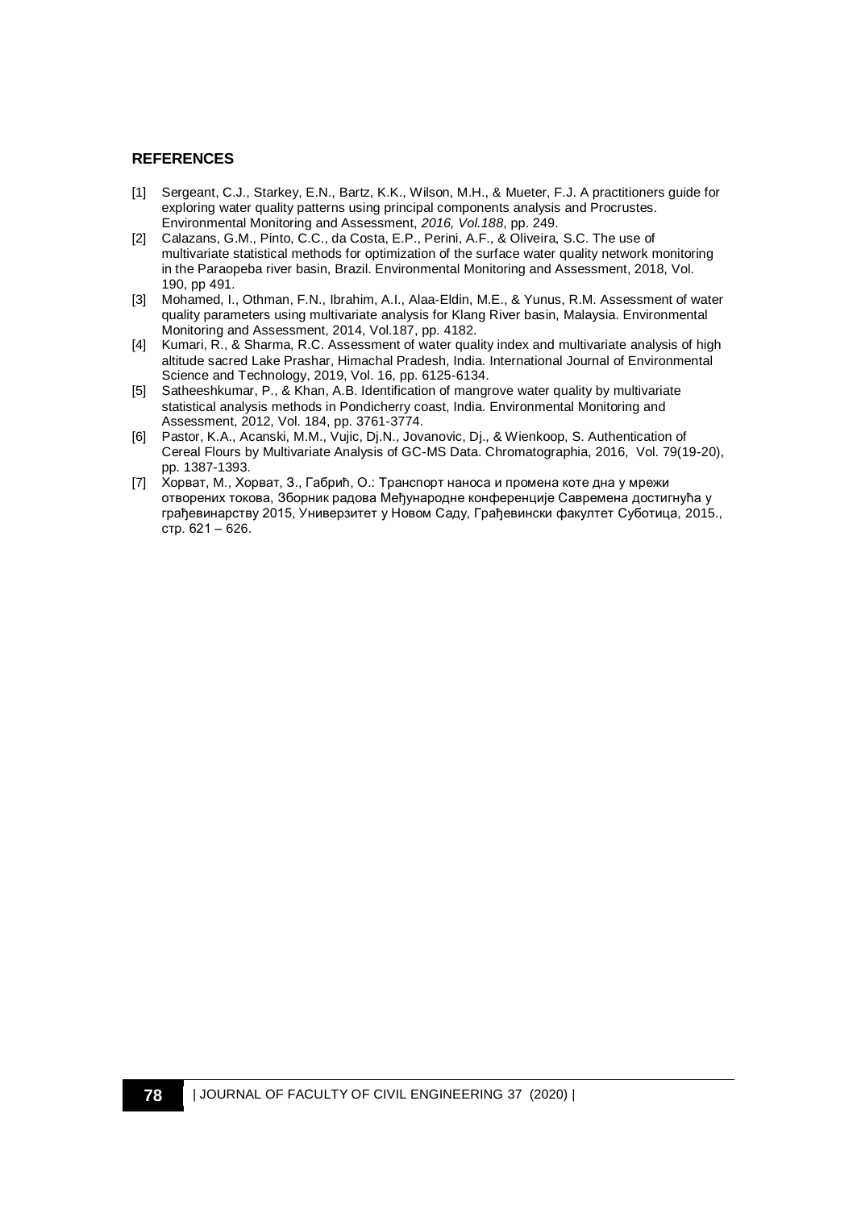## REFERENCES

[1] Sergeant, C.J., Starkey, E.N., Bartz, K.K., Wilson, M.H., & Mueter, F.J. A practitioners guide for exploring water quality patterns using principal components analysis and Procrustes. Environmental Monitoring and Assessment, *2016, Vol.188*, pp. 249.

[2] Calazans, G.M., Pinto, C.C., da Costa, E.P., Perini, A.F., & Oliveira, S.C. The use of multivariate statistical methods for optimization of the surface water quality network monitoring in the Paraopeba river basin, Brazil. Environmental Monitoring and Assessment, 2018, Vol. 190, pp 491.

[3] Mohamed, I., Othman, F.N., Ibrahim, A.I., Alaa-Eldin, M.E., & Yunus, R.M. Assessment of water quality parameters using multivariate analysis for Klang River basin, Malaysia. Environmental Monitoring and Assessment, 2014, Vol.187, pp. 4182.

[4] Kumari, R., & Sharma, R.C. Assessment of water quality index and multivariate analysis of high altitude sacred Lake Prashar, Himachal Pradesh, India. International Journal of Environmental Science and Technology, 2019, Vol. 16, pp. 6125-6134.

[5] Satheeshkumar, P., & Khan, A.B. Identification of mangrove water quality by multivariate statistical analysis methods in Pondicherry coast, India. Environmental Monitoring and Assessment, 2012, Vol. 184, pp. 3761-3774.

[6] Pastor, K.A., Acanski, M.M., Vujic, Dj.N., Jovanovic, Dj., & Wienkoop, S. Authentication of Cereal Flours by Multivariate Analysis of GC-MS Data. Chromatographia, 2016, Vol. 79(19-20), pp. 1387-1393.

[7] Хорват, М., Хорват, З., Габрић, О.: Транспорт наноса и промена коте дна у мрежи отворених токова, Зборник радова Међународне конференције Савремена достигнућа у грађевинарству 2015, Универзитет у Новом Саду, Грађевински факултет Суботица, 2015., стр. 621 – 626.